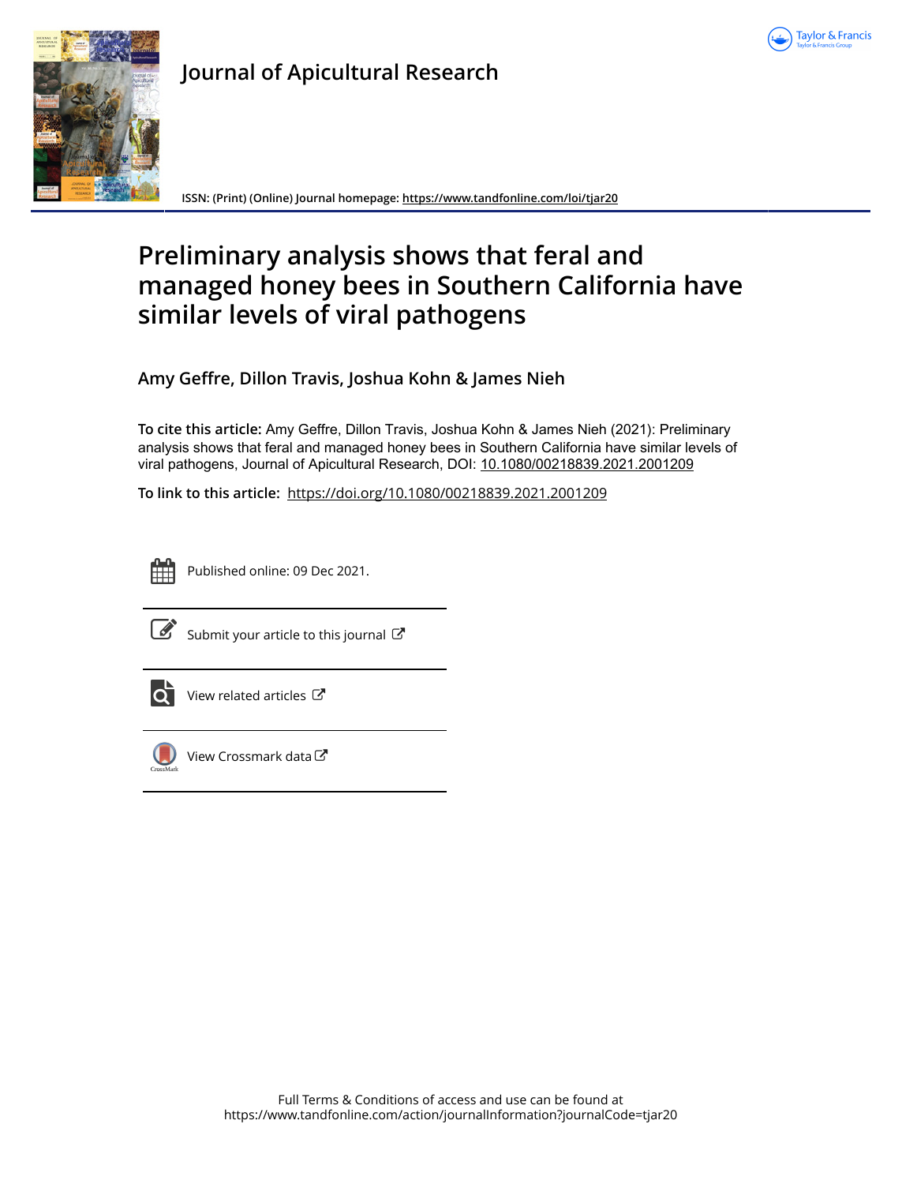Journal of Apicultural Research

ISSN: (Print) (Online) Journal homepage: https://www.tandfonline.com/loi/tjar20

# Preliminary analysis shows that feral and managed honey bees in Southern California have similar levels of viral pathogens

**Amy Geffre, Dillon Travis, Joshua Kohn & James Nieh**

**To cite this article:** Amy Geffre, Dillon Travis, Joshua Kohn & James Nieh (2021): Preliminary analysis shows that feral and managed honey bees in Southern California have similar levels of viral pathogens, Journal of Apicultural Research, DOI: 10.1080/00218839.2021.2001209

**To link to this article:** https://doi.org/10.1080/00218839.2021.2001209

Published online: 09 Dec 2021.

Submit your article to this journal

View related articles

View Crossmark data

Full Terms & Conditions of access and use can be found at
https://www.tandfonline.com/action/journalInformation?journalCode=tjar20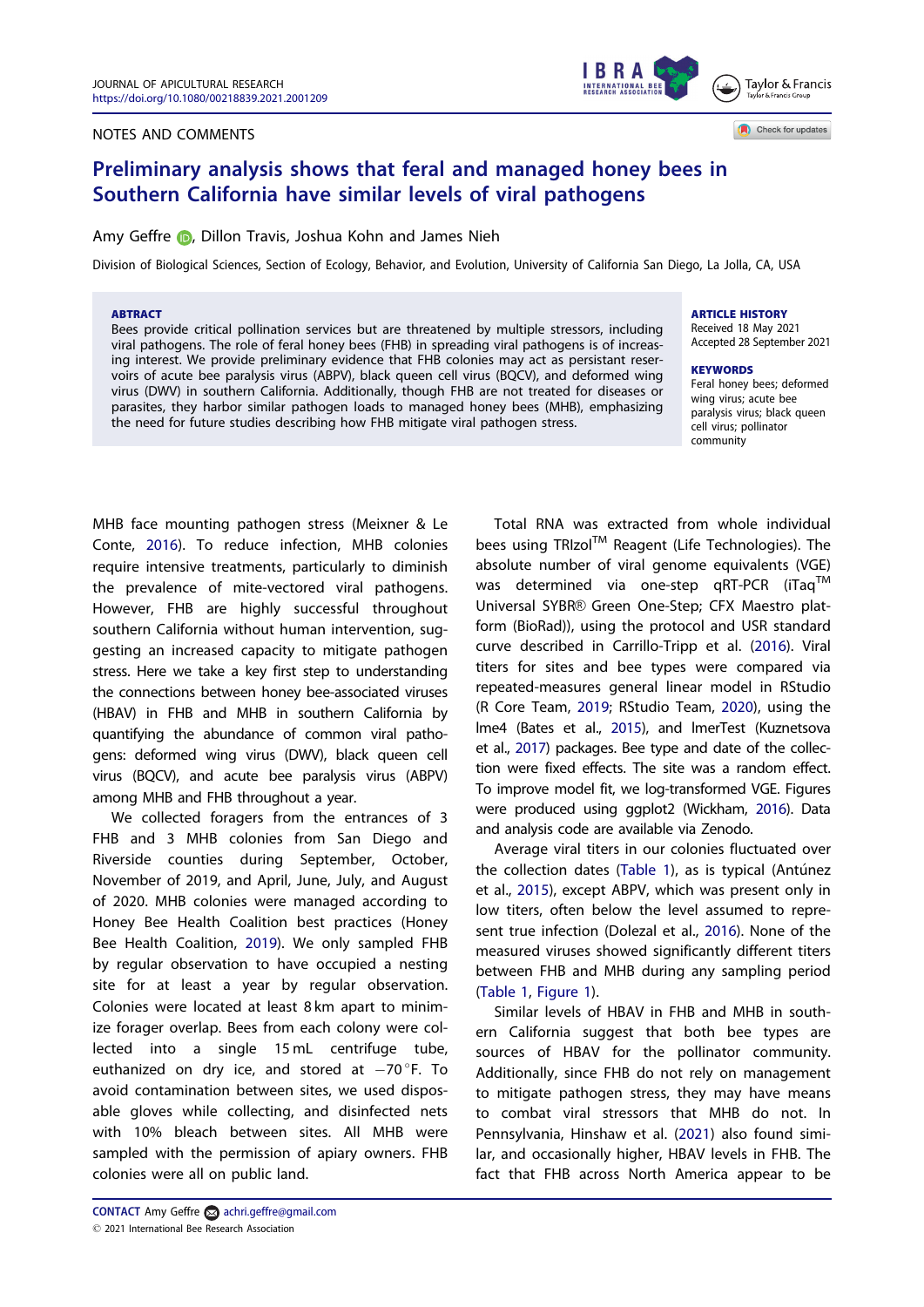NOTES AND COMMENTS

# Preliminary analysis shows that feral and managed honey bees in Southern California have similar levels of viral pathogens

Amy Geffre, Dillon Travis, Joshua Kohn and James Nieh

Division of Biological Sciences, Section of Ecology, Behavior, and Evolution, University of California San Diego, La Jolla, CA, USA

**ABTRACT**

Bees provide critical pollination services but are threatened by multiple stressors, including viral pathogens. The role of feral honey bees (FHB) in spreading viral pathogens is of increasing interest. We provide preliminary evidence that FHB colonies may act as persistant reservoirs of acute bee paralysis virus (ABPV), black queen cell virus (BQCV), and deformed wing virus (DWV) in southern California. Additionally, though FHB are not treated for diseases or parasites, they harbor similar pathogen loads to managed honey bees (MHB), emphasizing the need for future studies describing how FHB mitigate viral pathogen stress.

**ARTICLE HISTORY**

Received 18 May 2021
Accepted 28 September 2021

**KEYWORDS**

Feral honey bees; deformed wing virus; acute bee paralysis virus; black queen cell virus; pollinator community

MHB face mounting pathogen stress (Meixner & Le Conte, 2016). To reduce infection, MHB colonies require intensive treatments, particularly to diminish the prevalence of mite-vectored viral pathogens. However, FHB are highly successful throughout southern California without human intervention, suggesting an increased capacity to mitigate pathogen stress. Here we take a key first step to understanding the connections between honey bee-associated viruses (HBAV) in FHB and MHB in southern California by quantifying the abundance of common viral pathogens: deformed wing virus (DWV), black queen cell virus (BQCV), and acute bee paralysis virus (ABPV) among MHB and FHB throughout a year.

We collected foragers from the entrances of 3 FHB and 3 MHB colonies from San Diego and Riverside counties during September, October, November of 2019, and April, June, July, and August of 2020. MHB colonies were managed according to Honey Bee Health Coalition best practices (Honey Bee Health Coalition, 2019). We only sampled FHB by regular observation to have occupied a nesting site for at least a year by regular observation. Colonies were located at least 8 km apart to minimize forager overlap. Bees from each colony were collected into a single 15 mL centrifuge tube, euthanized on dry ice, and stored at −70 °F. To avoid contamination between sites, we used disposable gloves while collecting, and disinfected nets with 10% bleach between sites. All MHB were sampled with the permission of apiary owners. FHB colonies were all on public land.

Total RNA was extracted from whole individual bees using TRIzol™ Reagent (Life Technologies). The absolute number of viral genome equivalents (VGE) was determined via one-step qRT-PCR (iTaq™ Universal SYBR® Green One-Step; CFX Maestro platform (BioRad)), using the protocol and USR standard curve described in Carrillo-Tripp et al. (2016). Viral titers for sites and bee types were compared via repeated-measures general linear model in RStudio (R Core Team, 2019; RStudio Team, 2020), using the lme4 (Bates et al., 2015), and lmerTest (Kuznetsova et al., 2017) packages. Bee type and date of the collection were fixed effects. The site was a random effect. To improve model fit, we log-transformed VGE. Figures were produced using ggplot2 (Wickham, 2016). Data and analysis code are available via Zenodo.

Average viral titers in our colonies fluctuated over the collection dates (Table 1), as is typical (Antúnez et al., 2015), except ABPV, which was present only in low titers, often below the level assumed to represent true infection (Dolezal et al., 2016). None of the measured viruses showed significantly different titers between FHB and MHB during any sampling period (Table 1, Figure 1).

Similar levels of HBAV in FHB and MHB in southern California suggest that both bee types are sources of HBAV for the pollinator community. Additionally, since FHB do not rely on management to mitigate pathogen stress, they may have means to combat viral stressors that MHB do not. In Pennsylvania, Hinshaw et al. (2021) also found similar, and occasionally higher, HBAV levels in FHB. The fact that FHB across North America appear to be

**CONTACT** Amy Geffre achri.geffre@gmail.com
© 2021 International Bee Research Association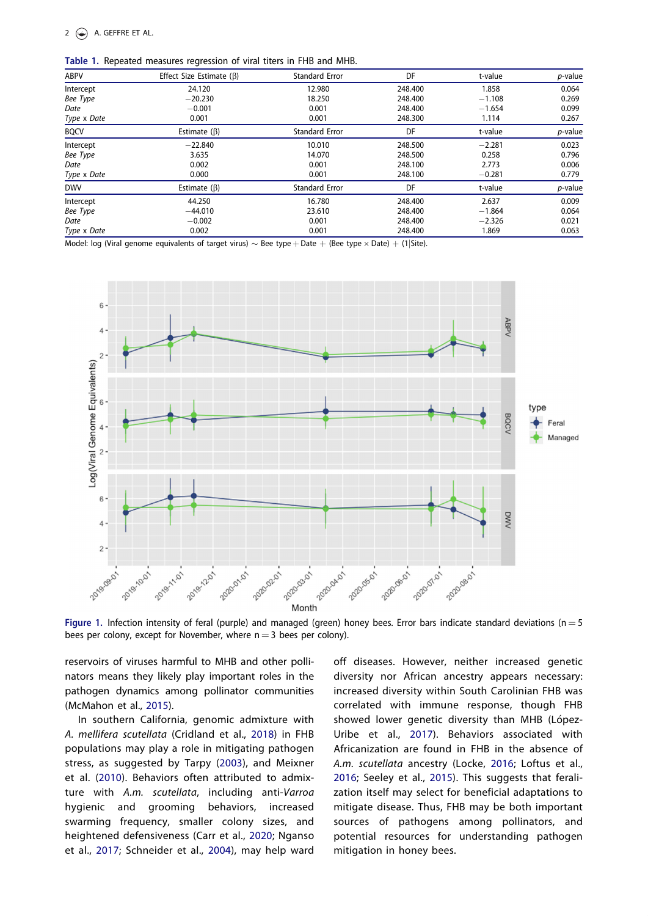**Table 1.** Repeated measures regression of viral titers in FHB and MHB.

| ABPV | Effect Size Estimate (β) | Standard Error | DF | t-value | *p*-value |
|---|---|---|---|---|---|
| Intercept | 24.120 | 12.980 | 248.400 | 1.858 | 0.064 |
| *Bee Type* | −20.230 | 18.250 | 248.400 | −1.108 | 0.269 |
| *Date* | −0.001 | 0.001 | 248.400 | −1.654 | 0.099 |
| *Type x Date* | 0.001 | 0.001 | 248.300 | 1.114 | 0.267 |
| **BQCV** | **Estimate (β)** | **Standard Error** | **DF** | **t-value** | ***p*-value** |
| Intercept | −22.840 | 10.010 | 248.500 | −2.281 | 0.023 |
| *Bee Type* | 3.635 | 14.070 | 248.500 | 0.258 | 0.796 |
| *Date* | 0.002 | 0.001 | 248.100 | 2.773 | 0.006 |
| *Type x Date* | 0.000 | 0.001 | 248.100 | −0.281 | 0.779 |
| **DWV** | **Estimate (β)** | **Standard Error** | **DF** | **t-value** | ***p*-value** |
| Intercept | 44.250 | 16.780 | 248.400 | 2.637 | 0.009 |
| *Bee Type* | −44.010 | 23.610 | 248.400 | −1.864 | 0.064 |
| *Date* | −0.002 | 0.001 | 248.400 | −2.326 | 0.021 |
| *Type x Date* | 0.002 | 0.001 | 248.400 | 1.869 | 0.063 |

Model: log (Viral genome equivalents of target virus) ~ Bee type + Date + (Bee type × Date) + (1|Site).

**Figure 1.** Infection intensity of feral (purple) and managed (green) honey bees. Error bars indicate standard deviations ($n = 5$ bees per colony, except for November, where $n = 3$ bees per colony).

reservoirs of viruses harmful to MHB and other pollinators means they likely play important roles in the pathogen dynamics among pollinator communities (McMahon et al., 2015).

In southern California, genomic admixture with *A. mellifera scutellata* (Cridland et al., 2018) in FHB populations may play a role in mitigating pathogen stress, as suggested by Tarpy (2003), and Meixner et al. (2010). Behaviors often attributed to admixture with *A.m. scutellata*, including anti-*Varroa* hygienic and grooming behaviors, increased swarming frequency, smaller colony sizes, and heightened defensiveness (Carr et al., 2020; Nganso et al., 2017; Schneider et al., 2004), may help ward off diseases. However, neither increased genetic diversity nor African ancestry appears necessary: increased diversity within South Carolinian FHB was correlated with immune response, though FHB showed lower genetic diversity than MHB (López-Uribe et al., 2017). Behaviors associated with Africanization are found in FHB in the absence of *A.m. scutellata* ancestry (Locke, 2016; Loftus et al., 2016; Seeley et al., 2015). This suggests that feralization itself may select for beneficial adaptations to mitigate disease. Thus, FHB may be both important sources of pathogens among pollinators, and potential resources for understanding pathogen mitigation in honey bees.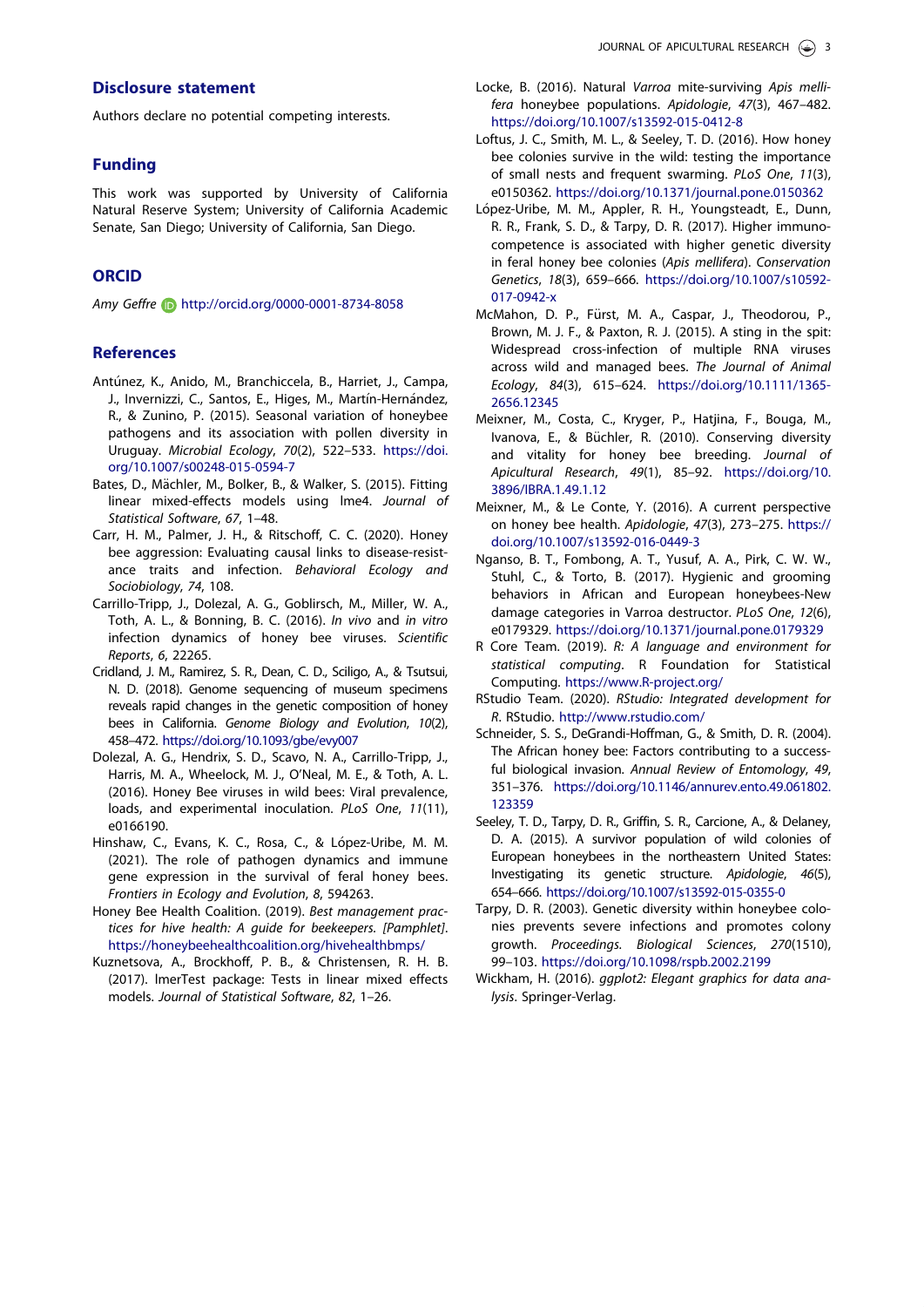## Disclosure statement

Authors declare no potential competing interests.

## Funding

This work was supported by University of California Natural Reserve System; University of California Academic Senate, San Diego; University of California, San Diego.

## ORCID

*Amy Geffre* http://orcid.org/0000-0001-8734-8058

## References

Antúnez, K., Anido, M., Branchiccela, B., Harriet, J., Campa, J., Invernizzi, C., Santos, E., Higes, M., Martín-Hernández, R., & Zunino, P. (2015). Seasonal variation of honeybee pathogens and its association with pollen diversity in Uruguay. *Microbial Ecology*, *70*(2), 522–533. https://doi.org/10.1007/s00248-015-0594-7

Bates, D., Mächler, M., Bolker, B., & Walker, S. (2015). Fitting linear mixed-effects models using lme4. *Journal of Statistical Software*, *67*, 1–48.

Carr, H. M., Palmer, J. H., & Ritschoff, C. C. (2020). Honey bee aggression: Evaluating causal links to disease-resistance traits and infection. *Behavioral Ecology and Sociobiology*, *74*, 108.

Carrillo-Tripp, J., Dolezal, A. G., Goblirsch, M., Miller, W. A., Toth, A. L., & Bonning, B. C. (2016). *In vivo* and *in vitro* infection dynamics of honey bee viruses. *Scientific Reports*, *6*, 22265.

Cridland, J. M., Ramirez, S. R., Dean, C. D., Sciligo, A., & Tsutsui, N. D. (2018). Genome sequencing of museum specimens reveals rapid changes in the genetic composition of honey bees in California. *Genome Biology and Evolution*, *10*(2), 458–472. https://doi.org/10.1093/gbe/evy007

Dolezal, A. G., Hendrix, S. D., Scavo, N. A., Carrillo-Tripp, J., Harris, M. A., Wheelock, M. J., O'Neal, M. E., & Toth, A. L. (2016). Honey Bee viruses in wild bees: Viral prevalence, loads, and experimental inoculation. *PLoS One*, *11*(11), e0166190.

Hinshaw, C., Evans, K. C., Rosa, C., & López-Uribe, M. M. (2021). The role of pathogen dynamics and immune gene expression in the survival of feral honey bees. *Frontiers in Ecology and Evolution*, *8*, 594263.

Honey Bee Health Coalition. (2019). *Best management practices for hive health: A guide for beekeepers. [Pamphlet]*. https://honeybeehealthcoalition.org/hivehealthbmps/

Kuznetsova, A., Brockhoff, P. B., & Christensen, R. H. B. (2017). lmerTest package: Tests in linear mixed effects models. *Journal of Statistical Software*, *82*, 1–26.

Locke, B. (2016). Natural *Varroa* mite-surviving *Apis mellifera* honeybee populations. *Apidologie*, *47*(3), 467–482. https://doi.org/10.1007/s13592-015-0412-8

Loftus, J. C., Smith, M. L., & Seeley, T. D. (2016). How honey bee colonies survive in the wild: testing the importance of small nests and frequent swarming. *PLoS One*, *11*(3), e0150362. https://doi.org/10.1371/journal.pone.0150362

López-Uribe, M. M., Appler, R. H., Youngsteadt, E., Dunn, R. R., Frank, S. D., & Tarpy, D. R. (2017). Higher immunocompetence is associated with higher genetic diversity in feral honey bee colonies (*Apis mellifera*). *Conservation Genetics*, *18*(3), 659–666. https://doi.org/10.1007/s10592-017-0942-x

McMahon, D. P., Fürst, M. A., Caspar, J., Theodorou, P., Brown, M. J. F., & Paxton, R. J. (2015). A sting in the spit: Widespread cross-infection of multiple RNA viruses across wild and managed bees. *The Journal of Animal Ecology*, *84*(3), 615–624. https://doi.org/10.1111/1365-2656.12345

Meixner, M., Costa, C., Kryger, P., Hatjina, F., Bouga, M., Ivanova, E., & Büchler, R. (2010). Conserving diversity and vitality for honey bee breeding. *Journal of Apicultural Research*, *49*(1), 85–92. https://doi.org/10.3896/IBRA.1.49.1.12

Meixner, M., & Le Conte, Y. (2016). A current perspective on honey bee health. *Apidologie*, *47*(3), 273–275. https://doi.org/10.1007/s13592-016-0449-3

Nganso, B. T., Fombong, A. T., Yusuf, A. A., Pirk, C. W. W., Stuhl, C., & Torto, B. (2017). Hygienic and grooming behaviors in African and European honeybees-New damage categories in Varroa destructor. *PLoS One*, *12*(6), e0179329. https://doi.org/10.1371/journal.pone.0179329

R Core Team. (2019). *R: A language and environment for statistical computing*. R Foundation for Statistical Computing. https://www.R-project.org/

RStudio Team. (2020). *RStudio: Integrated development for R*. RStudio. http://www.rstudio.com/

Schneider, S. S., DeGrandi-Hoffman, G., & Smith, D. R. (2004). The African honey bee: Factors contributing to a successful biological invasion. *Annual Review of Entomology*, *49*, 351–376. https://doi.org/10.1146/annurev.ento.49.061802.123359

Seeley, T. D., Tarpy, D. R., Griffin, S. R., Carcione, A., & Delaney, D. A. (2015). A survivor population of wild colonies of European honeybees in the northeastern United States: Investigating its genetic structure. *Apidologie*, *46*(5), 654–666. https://doi.org/10.1007/s13592-015-0355-0

Tarpy, D. R. (2003). Genetic diversity within honeybee colonies prevents severe infections and promotes colony growth. *Proceedings. Biological Sciences*, *270*(1510), 99–103. https://doi.org/10.1098/rspb.2002.2199

Wickham, H. (2016). *ggplot2: Elegant graphics for data analysis*. Springer-Verlag.